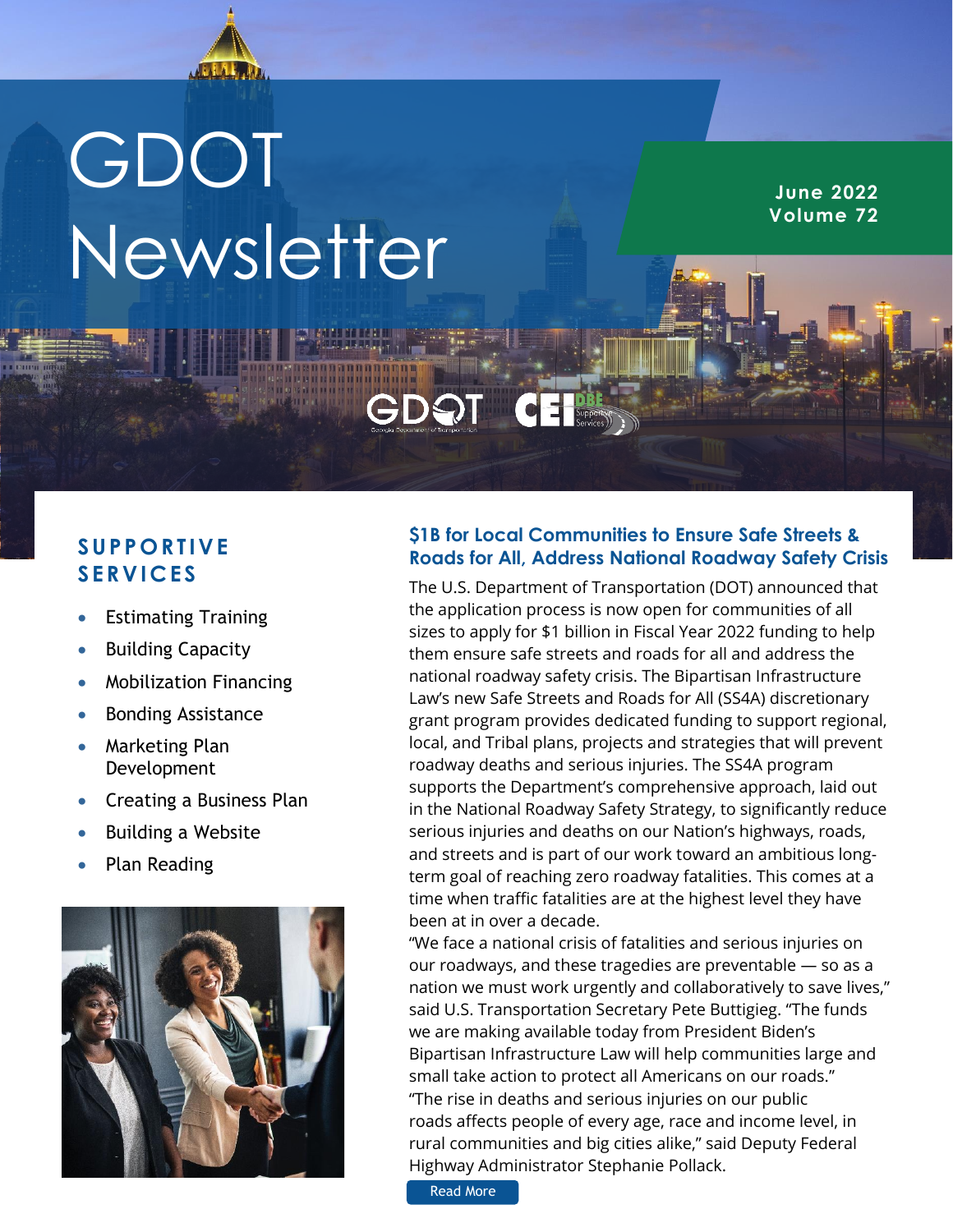# GDOT Newsletter

**June 2022**
**Volume 72**

## SUPPORTIVE SERVICES

- Estimating Training
- Building Capacity
- Mobilization Financing
- Bonding Assistance
- Marketing Plan Development
- Creating a Business Plan
- Building a Website
- Plan Reading

## $1B for Local Communities to Ensure Safe Streets & Roads for All, Address National Roadway Safety Crisis

The U.S. Department of Transportation (DOT) announced that the application process is now open for communities of all sizes to apply for $1 billion in Fiscal Year 2022 funding to help them ensure safe streets and roads for all and address the national roadway safety crisis. The Bipartisan Infrastructure Law's new Safe Streets and Roads for All (SS4A) discretionary grant program provides dedicated funding to support regional, local, and Tribal plans, projects and strategies that will prevent roadway deaths and serious injuries. The SS4A program supports the Department's comprehensive approach, laid out in the National Roadway Safety Strategy, to significantly reduce serious injuries and deaths on our Nation's highways, roads, and streets and is part of our work toward an ambitious long-term goal of reaching zero roadway fatalities. This comes at a time when traffic fatalities are at the highest level they have been at in over a decade.

"We face a national crisis of fatalities and serious injuries on our roadways, and these tragedies are preventable — so as a nation we must work urgently and collaboratively to save lives," said U.S. Transportation Secretary Pete Buttigieg. "The funds we are making available today from President Biden's Bipartisan Infrastructure Law will help communities large and small take action to protect all Americans on our roads."

"The rise in deaths and serious injuries on our public roads affects people of every age, race and income level, in rural communities and big cities alike," said Deputy Federal Highway Administrator Stephanie Pollack.

Read More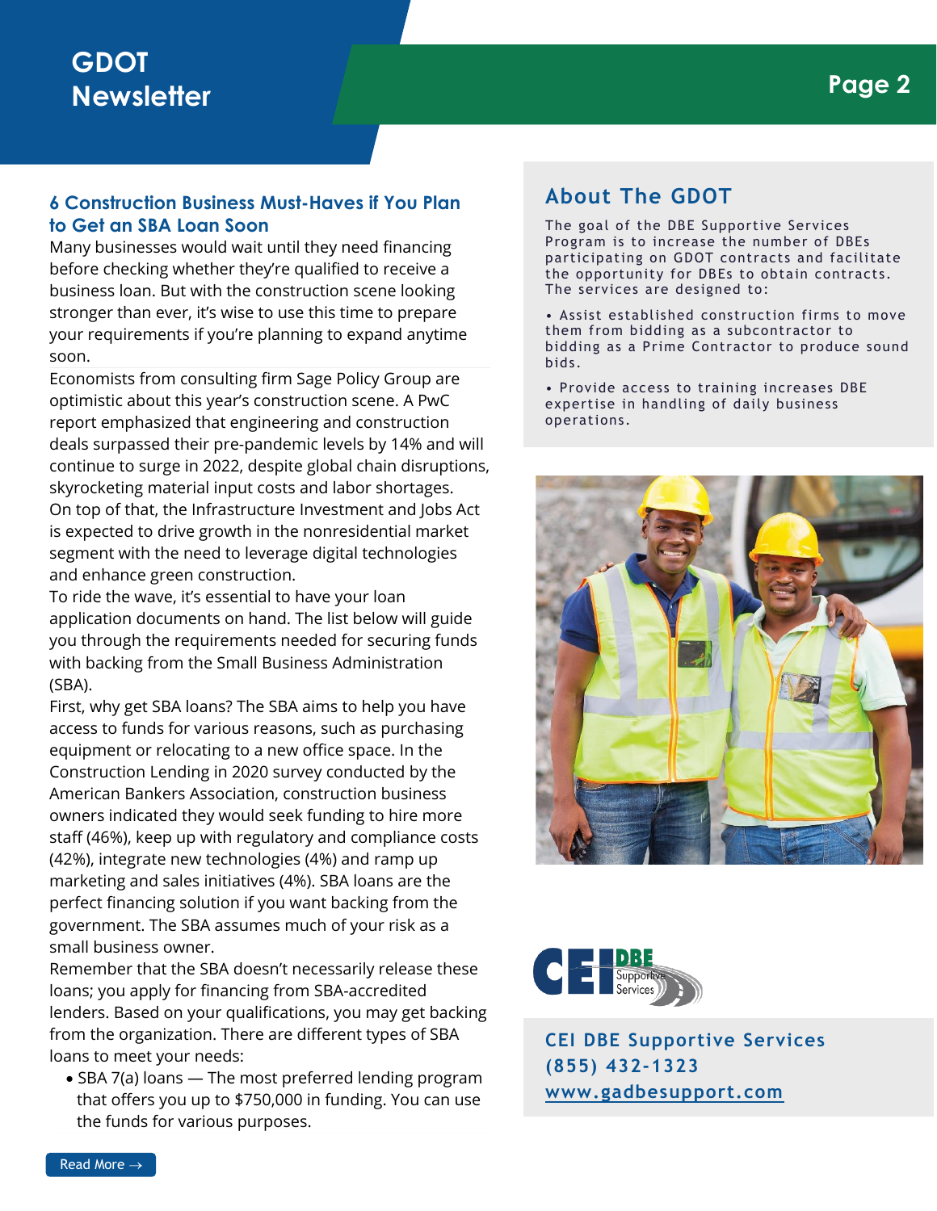## 6 Construction Business Must-Haves if You Plan to Get an SBA Loan Soon

Many businesses would wait until they need financing before checking whether they're qualified to receive a business loan. But with the construction scene looking stronger than ever, it's wise to use this time to prepare your requirements if you're planning to expand anytime soon.

Economists from consulting firm Sage Policy Group are optimistic about this year's construction scene. A PwC report emphasized that engineering and construction deals surpassed their pre-pandemic levels by 14% and will continue to surge in 2022, despite global chain disruptions, skyrocketing material input costs and labor shortages. On top of that, the Infrastructure Investment and Jobs Act is expected to drive growth in the nonresidential market segment with the need to leverage digital technologies and enhance green construction.

To ride the wave, it's essential to have your loan application documents on hand. The list below will guide you through the requirements needed for securing funds with backing from the Small Business Administration (SBA).

First, why get SBA loans? The SBA aims to help you have access to funds for various reasons, such as purchasing equipment or relocating to a new office space. In the Construction Lending in 2020 survey conducted by the American Bankers Association, construction business owners indicated they would seek funding to hire more staff (46%), keep up with regulatory and compliance costs (42%), integrate new technologies (4%) and ramp up marketing and sales initiatives (4%). SBA loans are the perfect financing solution if you want backing from the government. The SBA assumes much of your risk as a small business owner.

Remember that the SBA doesn't necessarily release these loans; you apply for financing from SBA-accredited lenders. Based on your qualifications, you may get backing from the organization. There are different types of SBA loans to meet your needs:

- SBA 7(a) loans — The most preferred lending program that offers you up to $750,000 in funding. You can use the funds for various purposes.

Read More →

## About The GDOT

The goal of the DBE Supportive Services Program is to increase the number of DBEs participating on GDOT contracts and facilitate the opportunity for DBEs to obtain contracts. The services are designed to:

- Assist established construction firms to move them from bidding as a subcontractor to bidding as a Prime Contractor to produce sound bids.
- Provide access to training increases DBE expertise in handling of daily business operations.

CEI DBE Supportive Services

**CEI DBE Supportive Services**
**(855) 432-1323**
**www.gadbesupport.com**